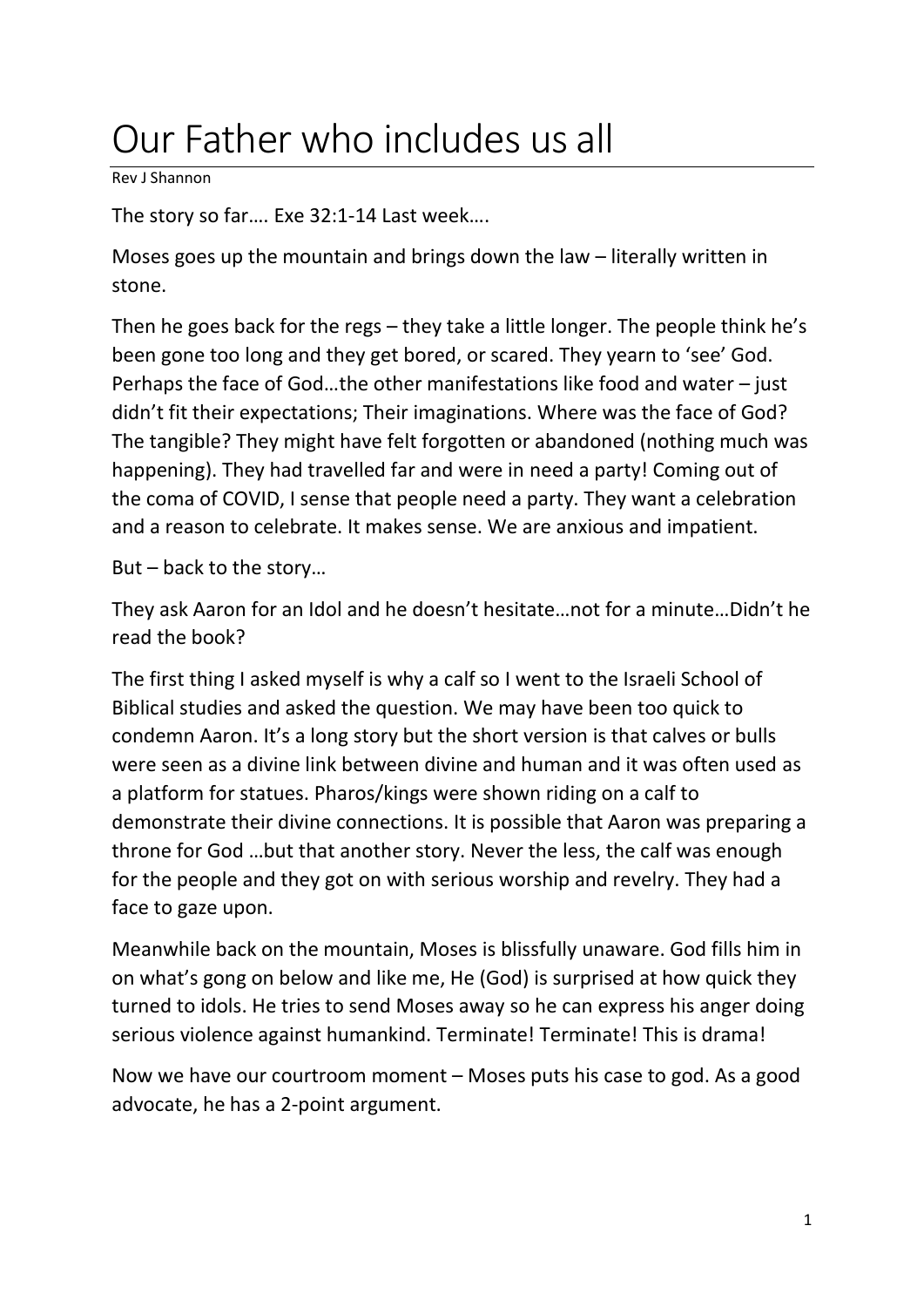# Our Father who includes us all

Rev J Shannon

The story so far…. Exe 32:1-14 Last week….

Moses goes up the mountain and brings down the law – literally written in stone.

Then he goes back for the regs – they take a little longer. The people think he's been gone too long and they get bored, or scared. They yearn to 'see' God. Perhaps the face of God…the other manifestations like food and water – just didn't fit their expectations; Their imaginations. Where was the face of God? The tangible? They might have felt forgotten or abandoned (nothing much was happening). They had travelled far and were in need a party! Coming out of the coma of COVID, I sense that people need a party. They want a celebration and a reason to celebrate. It makes sense. We are anxious and impatient.

But – back to the story…

They ask Aaron for an Idol and he doesn't hesitate…not for a minute…Didn't he read the book?

The first thing I asked myself is why a calf so I went to the Israeli School of Biblical studies and asked the question. We may have been too quick to condemn Aaron. It's a long story but the short version is that calves or bulls were seen as a divine link between divine and human and it was often used as a platform for statues. Pharos/kings were shown riding on a calf to demonstrate their divine connections. It is possible that Aaron was preparing a throne for God …but that another story. Never the less, the calf was enough for the people and they got on with serious worship and revelry. They had a face to gaze upon.

Meanwhile back on the mountain, Moses is blissfully unaware. God fills him in on what's gong on below and like me, He (God) is surprised at how quick they turned to idols. He tries to send Moses away so he can express his anger doing serious violence against humankind. Terminate! Terminate! This is drama!

Now we have our courtroom moment – Moses puts his case to god. As a good advocate, he has a 2-point argument.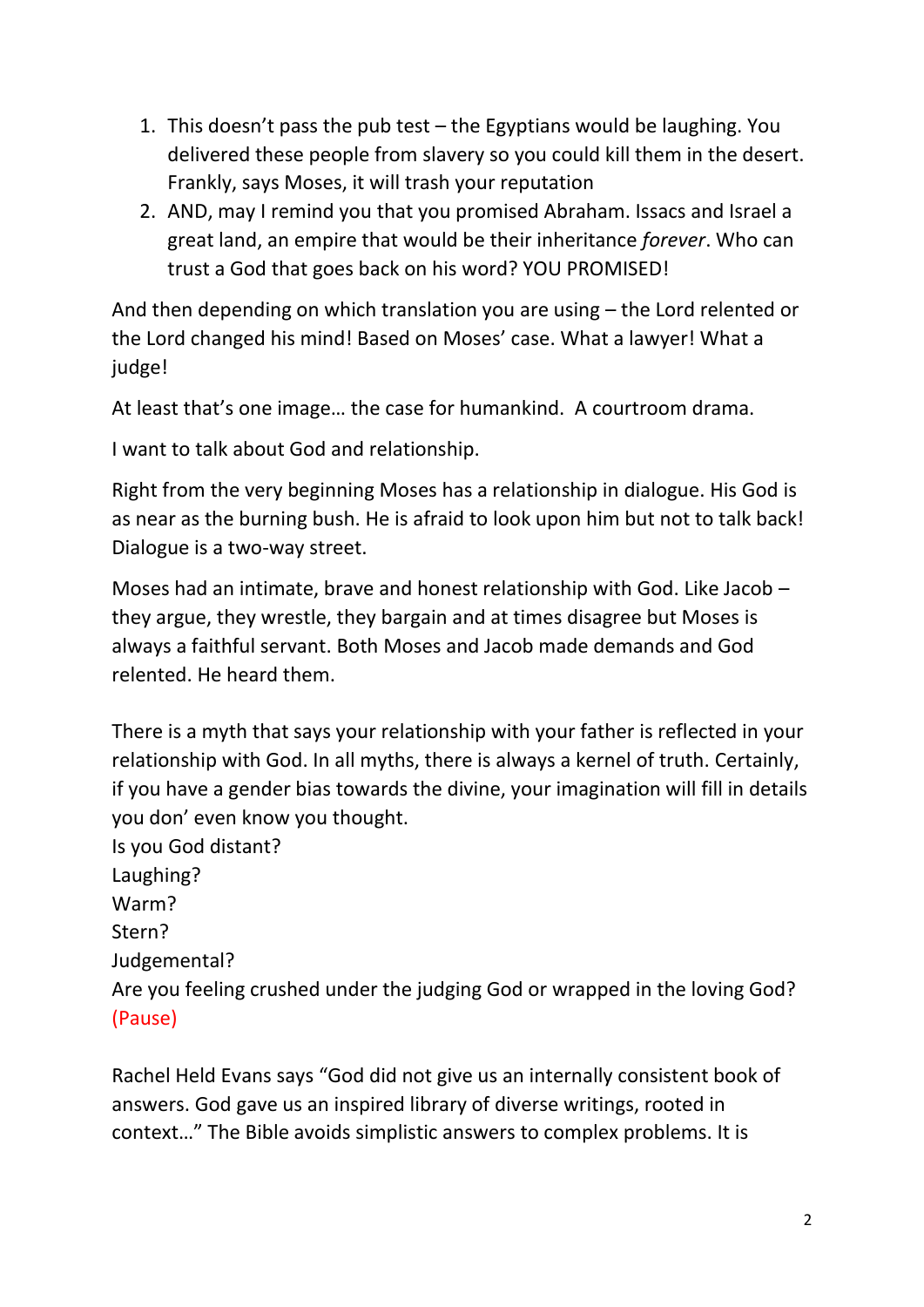1. This doesn't pass the pub test – the Egyptians would be laughing. You delivered these people from slavery so you could kill them in the desert. Frankly, says Moses, it will trash your reputation
2. AND, may I remind you that you promised Abraham. Issacs and Israel a great land, an empire that would be their inheritance *forever*. Who can trust a God that goes back on his word? YOU PROMISED!

And then depending on which translation you are using – the Lord relented or the Lord changed his mind! Based on Moses' case. What a lawyer! What a judge!

At least that's one image… the case for humankind. A courtroom drama.

I want to talk about God and relationship.

Right from the very beginning Moses has a relationship in dialogue. His God is as near as the burning bush. He is afraid to look upon him but not to talk back! Dialogue is a two-way street.

Moses had an intimate, brave and honest relationship with God. Like Jacob – they argue, they wrestle, they bargain and at times disagree but Moses is always a faithful servant. Both Moses and Jacob made demands and God relented. He heard them.

There is a myth that says your relationship with your father is reflected in your relationship with God. In all myths, there is always a kernel of truth. Certainly, if you have a gender bias towards the divine, your imagination will fill in details you don' even know you thought.
Is you God distant?
Laughing?
Warm?
Stern?
Judgemental?
Are you feeling crushed under the judging God or wrapped in the loving God?
(Pause)

Rachel Held Evans says "God did not give us an internally consistent book of answers. God gave us an inspired library of diverse writings, rooted in context…" The Bible avoids simplistic answers to complex problems. It is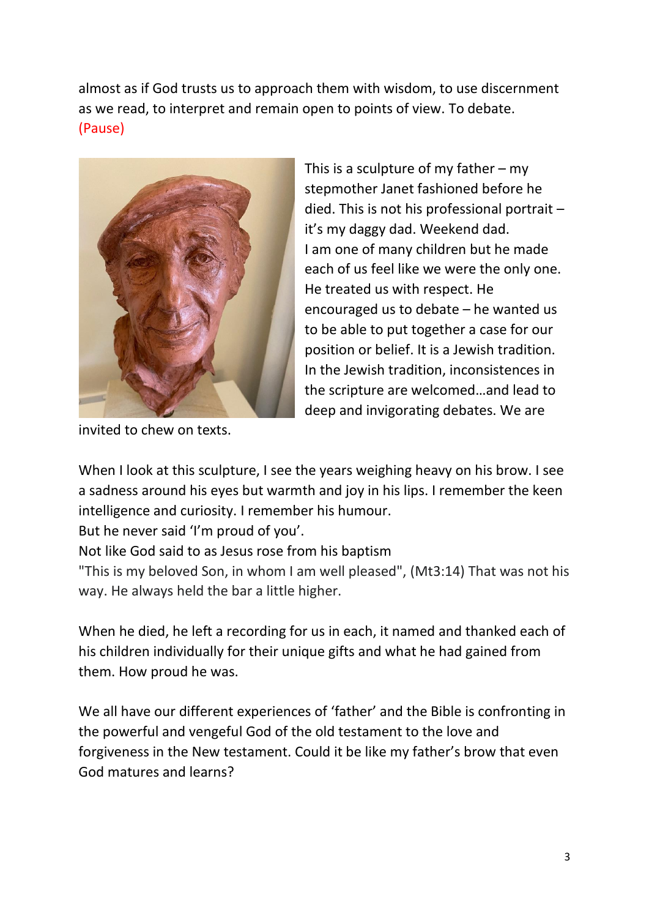almost as if God trusts us to approach them with wisdom, to use discernment as we read, to interpret and remain open to points of view. To debate. (Pause)

This is a sculpture of my father – my stepmother Janet fashioned before he died. This is not his professional portrait – it's my daggy dad. Weekend dad.
I am one of many children but he made each of us feel like we were the only one. He treated us with respect. He encouraged us to debate – he wanted us to be able to put together a case for our position or belief. It is a Jewish tradition. In the Jewish tradition, inconsistences in the scripture are welcomed…and lead to deep and invigorating debates. We are invited to chew on texts.

When I look at this sculpture, I see the years weighing heavy on his brow. I see a sadness around his eyes but warmth and joy in his lips. I remember the keen intelligence and curiosity. I remember his humour.
But he never said 'I'm proud of you'.
Not like God said to as Jesus rose from his baptism
"This is my beloved Son, in whom I am well pleased", (Mt3:14) That was not his way. He always held the bar a little higher.

When he died, he left a recording for us in each, it named and thanked each of his children individually for their unique gifts and what he had gained from them. How proud he was.

We all have our different experiences of 'father' and the Bible is confronting in the powerful and vengeful God of the old testament to the love and forgiveness in the New testament. Could it be like my father's brow that even God matures and learns?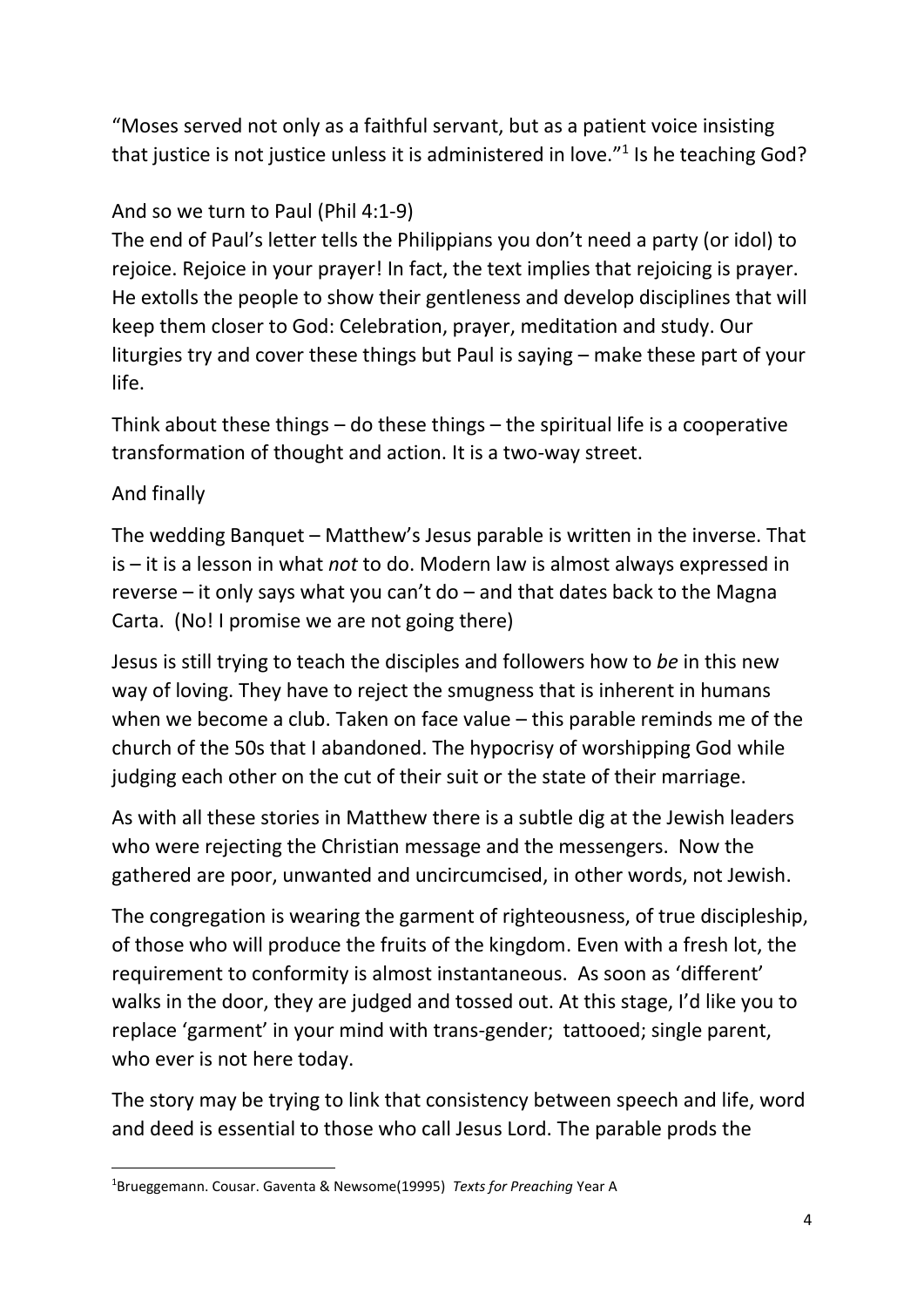"Moses served not only as a faithful servant, but as a patient voice insisting that justice is not justice unless it is administered in love."[1] Is he teaching God?

And so we turn to Paul (Phil 4:1-9)

The end of Paul's letter tells the Philippians you don't need a party (or idol) to rejoice. Rejoice in your prayer! In fact, the text implies that rejoicing is prayer. He extolls the people to show their gentleness and develop disciplines that will keep them closer to God: Celebration, prayer, meditation and study. Our liturgies try and cover these things but Paul is saying – make these part of your life.

Think about these things – do these things – the spiritual life is a cooperative transformation of thought and action. It is a two-way street.

And finally

The wedding Banquet – Matthew's Jesus parable is written in the inverse. That is – it is a lesson in what *not* to do. Modern law is almost always expressed in reverse – it only says what you can't do – and that dates back to the Magna Carta. (No! I promise we are not going there)

Jesus is still trying to teach the disciples and followers how to *be* in this new way of loving. They have to reject the smugness that is inherent in humans when we become a club. Taken on face value – this parable reminds me of the church of the 50s that I abandoned. The hypocrisy of worshipping God while judging each other on the cut of their suit or the state of their marriage.

As with all these stories in Matthew there is a subtle dig at the Jewish leaders who were rejecting the Christian message and the messengers. Now the gathered are poor, unwanted and uncircumcised, in other words, not Jewish.

The congregation is wearing the garment of righteousness, of true discipleship, of those who will produce the fruits of the kingdom. Even with a fresh lot, the requirement to conformity is almost instantaneous. As soon as 'different' walks in the door, they are judged and tossed out. At this stage, I'd like you to replace 'garment' in your mind with trans-gender; tattooed; single parent, who ever is not here today.

The story may be trying to link that consistency between speech and life, word and deed is essential to those who call Jesus Lord. The parable prods the

---

[1]Brueggemann. Cousar. Gaventa & Newsome(19995) *Texts for Preaching* Year A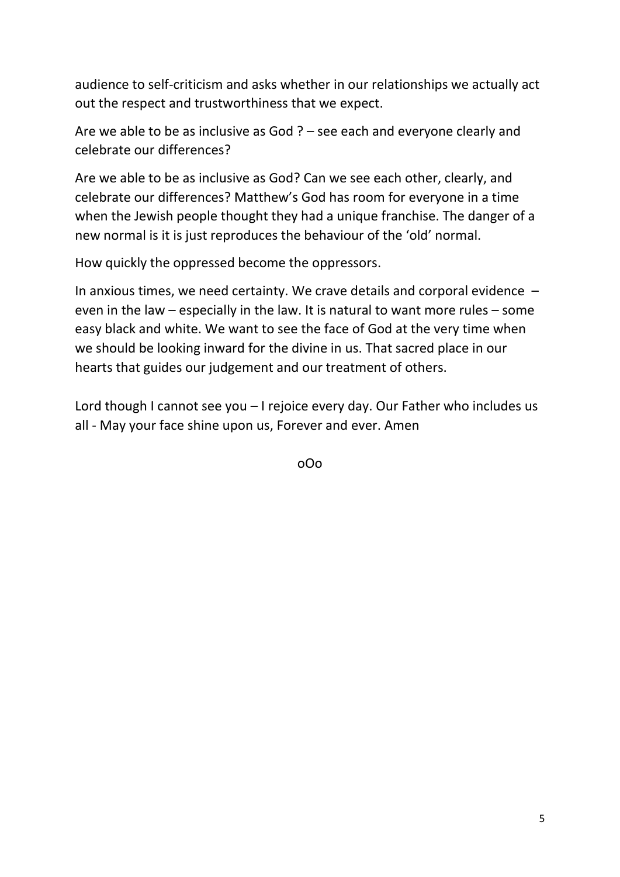audience to self-criticism and asks whether in our relationships we actually act out the respect and trustworthiness that we expect.

Are we able to be as inclusive as God ? – see each and everyone clearly and celebrate our differences?

Are we able to be as inclusive as God? Can we see each other, clearly, and celebrate our differences? Matthew's God has room for everyone in a time when the Jewish people thought they had a unique franchise. The danger of a new normal is it is just reproduces the behaviour of the 'old' normal.

How quickly the oppressed become the oppressors.

In anxious times, we need certainty. We crave details and corporal evidence – even in the law – especially in the law. It is natural to want more rules – some easy black and white. We want to see the face of God at the very time when we should be looking inward for the divine in us. That sacred place in our hearts that guides our judgement and our treatment of others.

Lord though I cannot see you – I rejoice every day. Our Father who includes us all - May your face shine upon us, Forever and ever. Amen

oOo